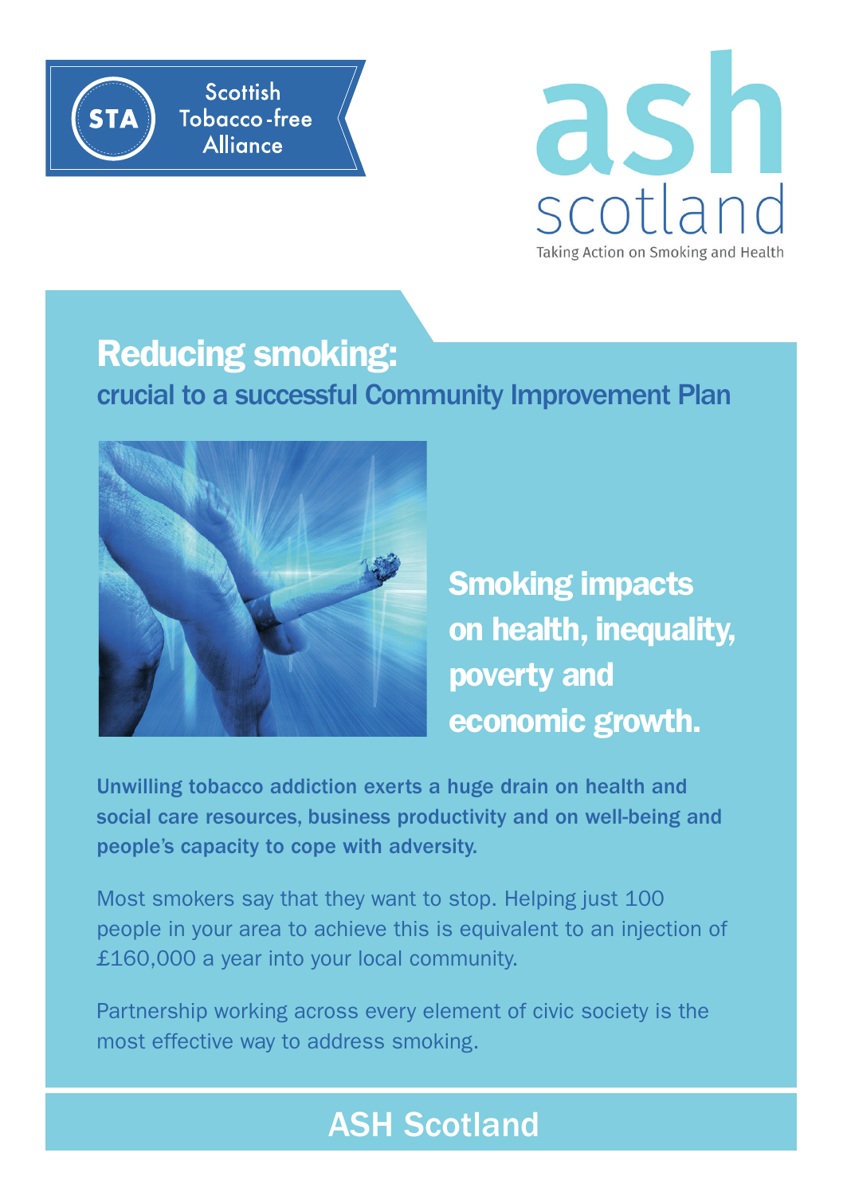Scottish Tobacco-free Alliance

ash scotland

Taking Action on Smoking and Health

# Reducing smoking:

## crucial to a successful Community Improvement Plan

**Smoking impacts on health, inequality, poverty and economic growth.**

**Unwilling tobacco addiction exerts a huge drain on health and social care resources, business productivity and on well-being and people's capacity to cope with adversity.**

Most smokers say that they want to stop. Helping just 100 people in your area to achieve this is equivalent to an injection of £160,000 a year into your local community.

Partnership working across every element of civic society is the most effective way to address smoking.

ASH Scotland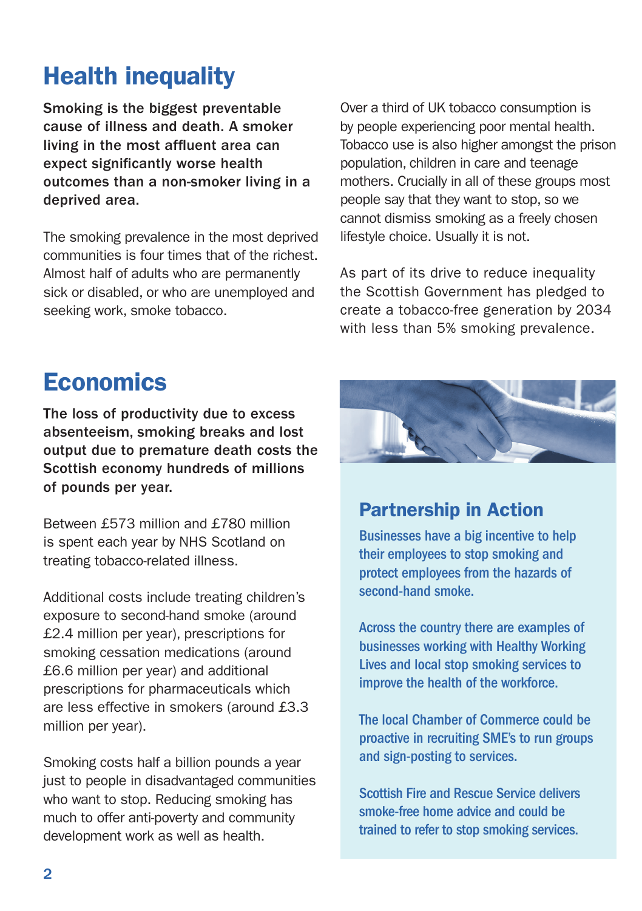## Health inequality

**Smoking is the biggest preventable cause of illness and death. A smoker living in the most affluent area can expect significantly worse health outcomes than a non-smoker living in a deprived area.**

The smoking prevalence in the most deprived communities is four times that of the richest. Almost half of adults who are permanently sick or disabled, or who are unemployed and seeking work, smoke tobacco.

Over a third of UK tobacco consumption is by people experiencing poor mental health. Tobacco use is also higher amongst the prison population, children in care and teenage mothers. Crucially in all of these groups most people say that they want to stop, so we cannot dismiss smoking as a freely chosen lifestyle choice. Usually it is not.

As part of its drive to reduce inequality the Scottish Government has pledged to create a tobacco-free generation by 2034 with less than 5% smoking prevalence.

## Economics

**The loss of productivity due to excess absenteeism, smoking breaks and lost output due to premature death costs the Scottish economy hundreds of millions of pounds per year.**

Between £573 million and £780 million is spent each year by NHS Scotland on treating tobacco-related illness.

Additional costs include treating children's exposure to second-hand smoke (around £2.4 million per year), prescriptions for smoking cessation medications (around £6.6 million per year) and additional prescriptions for pharmaceuticals which are less effective in smokers (around £3.3 million per year).

Smoking costs half a billion pounds a year just to people in disadvantaged communities who want to stop. Reducing smoking has much to offer anti-poverty and community development work as well as health.

### Partnership in Action

Businesses have a big incentive to help their employees to stop smoking and protect employees from the hazards of second-hand smoke.

Across the country there are examples of businesses working with Healthy Working Lives and local stop smoking services to improve the health of the workforce.

The local Chamber of Commerce could be proactive in recruiting SME's to run groups and sign-posting to services.

Scottish Fire and Rescue Service delivers smoke-free home advice and could be trained to refer to stop smoking services.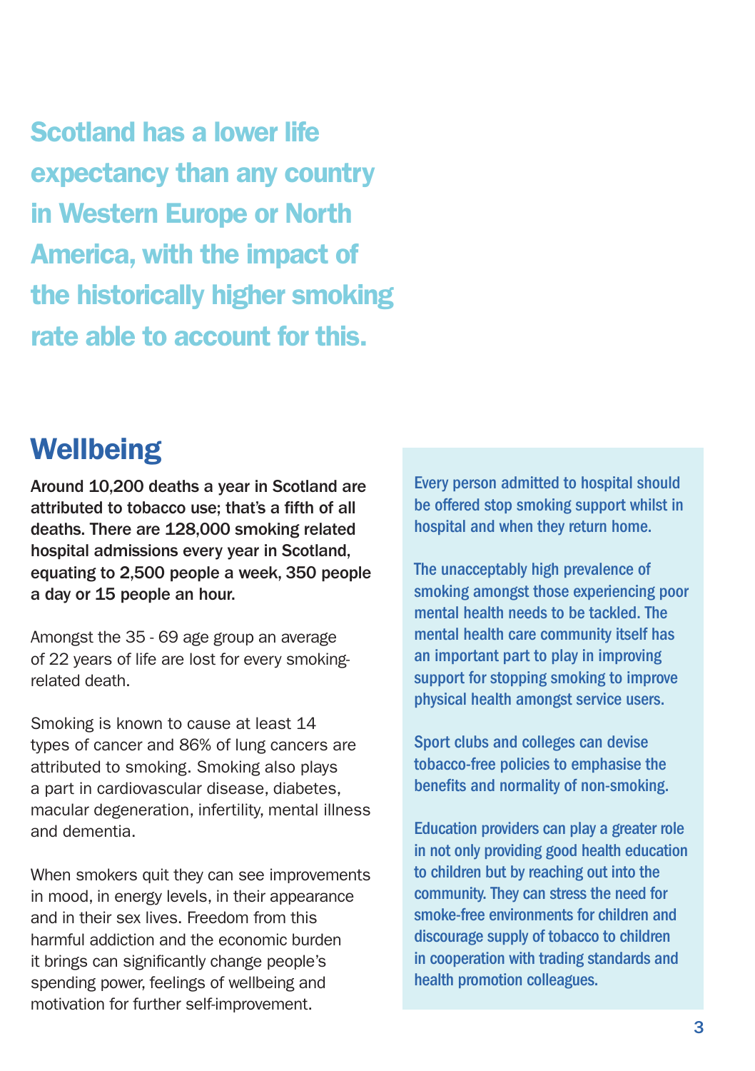**Scotland has a lower life expectancy than any country in Western Europe or North America, with the impact of the historically higher smoking rate able to account for this.**

## Wellbeing

**Around 10,200 deaths a year in Scotland are attributed to tobacco use; that's a fifth of all deaths. There are 128,000 smoking related hospital admissions every year in Scotland, equating to 2,500 people a week, 350 people a day or 15 people an hour.**

Amongst the 35 - 69 age group an average of 22 years of life are lost for every smoking-related death.

Smoking is known to cause at least 14 types of cancer and 86% of lung cancers are attributed to smoking. Smoking also plays a part in cardiovascular disease, diabetes, macular degeneration, infertility, mental illness and dementia.

When smokers quit they can see improvements in mood, in energy levels, in their appearance and in their sex lives. Freedom from this harmful addiction and the economic burden it brings can significantly change people's spending power, feelings of wellbeing and motivation for further self-improvement.

Every person admitted to hospital should be offered stop smoking support whilst in hospital and when they return home.

The unacceptably high prevalence of smoking amongst those experiencing poor mental health needs to be tackled. The mental health care community itself has an important part to play in improving support for stopping smoking to improve physical health amongst service users.

Sport clubs and colleges can devise tobacco-free policies to emphasise the benefits and normality of non-smoking.

Education providers can play a greater role in not only providing good health education to children but by reaching out into the community. They can stress the need for smoke-free environments for children and discourage supply of tobacco to children in cooperation with trading standards and health promotion colleagues.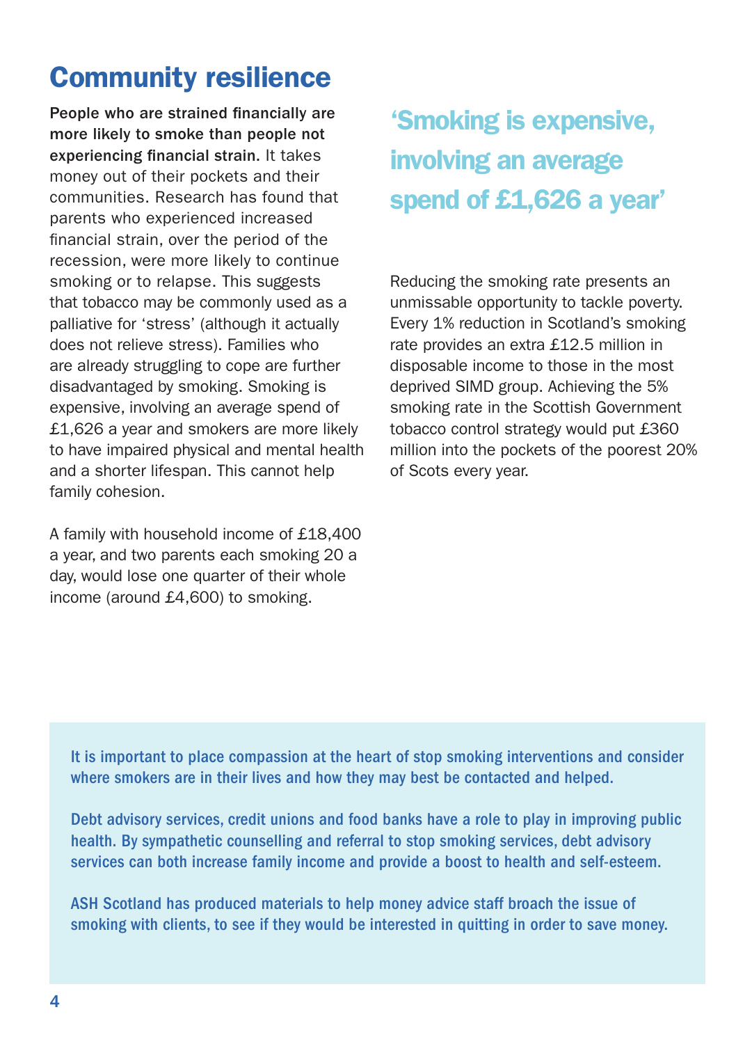# Community resilience

**People who are strained financially are more likely to smoke than people not experiencing financial strain.** It takes money out of their pockets and their communities. Research has found that parents who experienced increased financial strain, over the period of the recession, were more likely to continue smoking or to relapse. This suggests that tobacco may be commonly used as a palliative for 'stress' (although it actually does not relieve stress). Families who are already struggling to cope are further disadvantaged by smoking. Smoking is expensive, involving an average spend of £1,626 a year and smokers are more likely to have impaired physical and mental health and a shorter lifespan. This cannot help family cohesion.

A family with household income of £18,400 a year, and two parents each smoking 20 a day, would lose one quarter of their whole income (around £4,600) to smoking.

> **'Smoking is expensive, involving an average spend of £1,626 a year'**

Reducing the smoking rate presents an unmissable opportunity to tackle poverty. Every 1% reduction in Scotland's smoking rate provides an extra £12.5 million in disposable income to those in the most deprived SIMD group. Achieving the 5% smoking rate in the Scottish Government tobacco control strategy would put £360 million into the pockets of the poorest 20% of Scots every year.

**It is important to place compassion at the heart of stop smoking interventions and consider where smokers are in their lives and how they may best be contacted and helped.**

**Debt advisory services, credit unions and food banks have a role to play in improving public health. By sympathetic counselling and referral to stop smoking services, debt advisory services can both increase family income and provide a boost to health and self-esteem.**

**ASH Scotland has produced materials to help money advice staff broach the issue of smoking with clients, to see if they would be interested in quitting in order to save money.**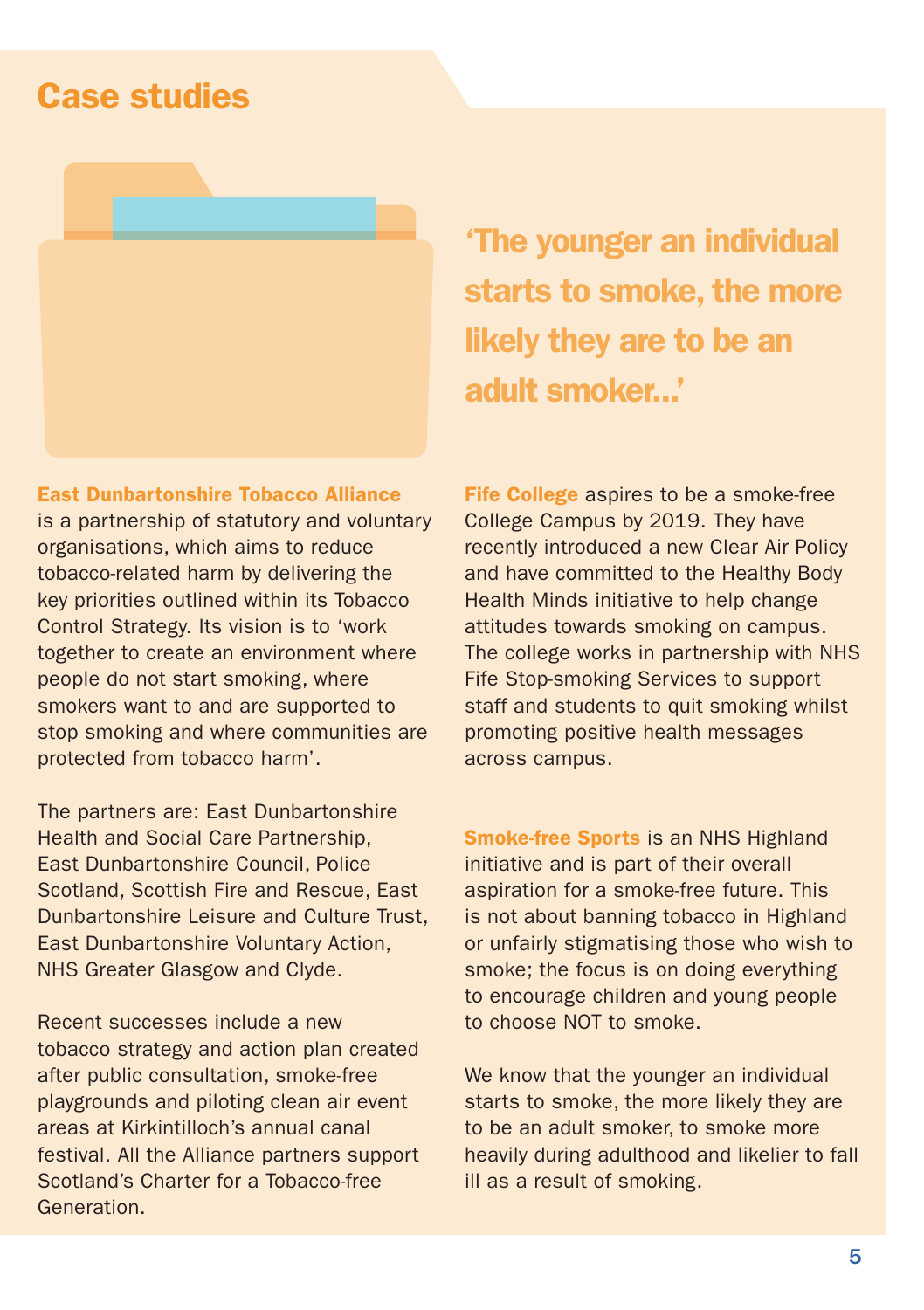# Case studies

> **'The younger an individual starts to smoke, the more likely they are to be an adult smoker...'**

**East Dunbartonshire Tobacco Alliance** is a partnership of statutory and voluntary organisations, which aims to reduce tobacco-related harm by delivering the key priorities outlined within its Tobacco Control Strategy. Its vision is to 'work together to create an environment where people do not start smoking, where smokers want to and are supported to stop smoking and where communities are protected from tobacco harm'.

The partners are: East Dunbartonshire Health and Social Care Partnership, East Dunbartonshire Council, Police Scotland, Scottish Fire and Rescue, East Dunbartonshire Leisure and Culture Trust, East Dunbartonshire Voluntary Action, NHS Greater Glasgow and Clyde.

Recent successes include a new tobacco strategy and action plan created after public consultation, smoke-free playgrounds and piloting clean air event areas at Kirkintilloch's annual canal festival. All the Alliance partners support Scotland's Charter for a Tobacco-free Generation.

**Fife College** aspires to be a smoke-free College Campus by 2019. They have recently introduced a new Clear Air Policy and have committed to the Healthy Body Health Minds initiative to help change attitudes towards smoking on campus. The college works in partnership with NHS Fife Stop-smoking Services to support staff and students to quit smoking whilst promoting positive health messages across campus.

**Smoke-free Sports** is an NHS Highland initiative and is part of their overall aspiration for a smoke-free future. This is not about banning tobacco in Highland or unfairly stigmatising those who wish to smoke; the focus is on doing everything to encourage children and young people to choose NOT to smoke.

We know that the younger an individual starts to smoke, the more likely they are to be an adult smoker, to smoke more heavily during adulthood and likelier to fall ill as a result of smoking.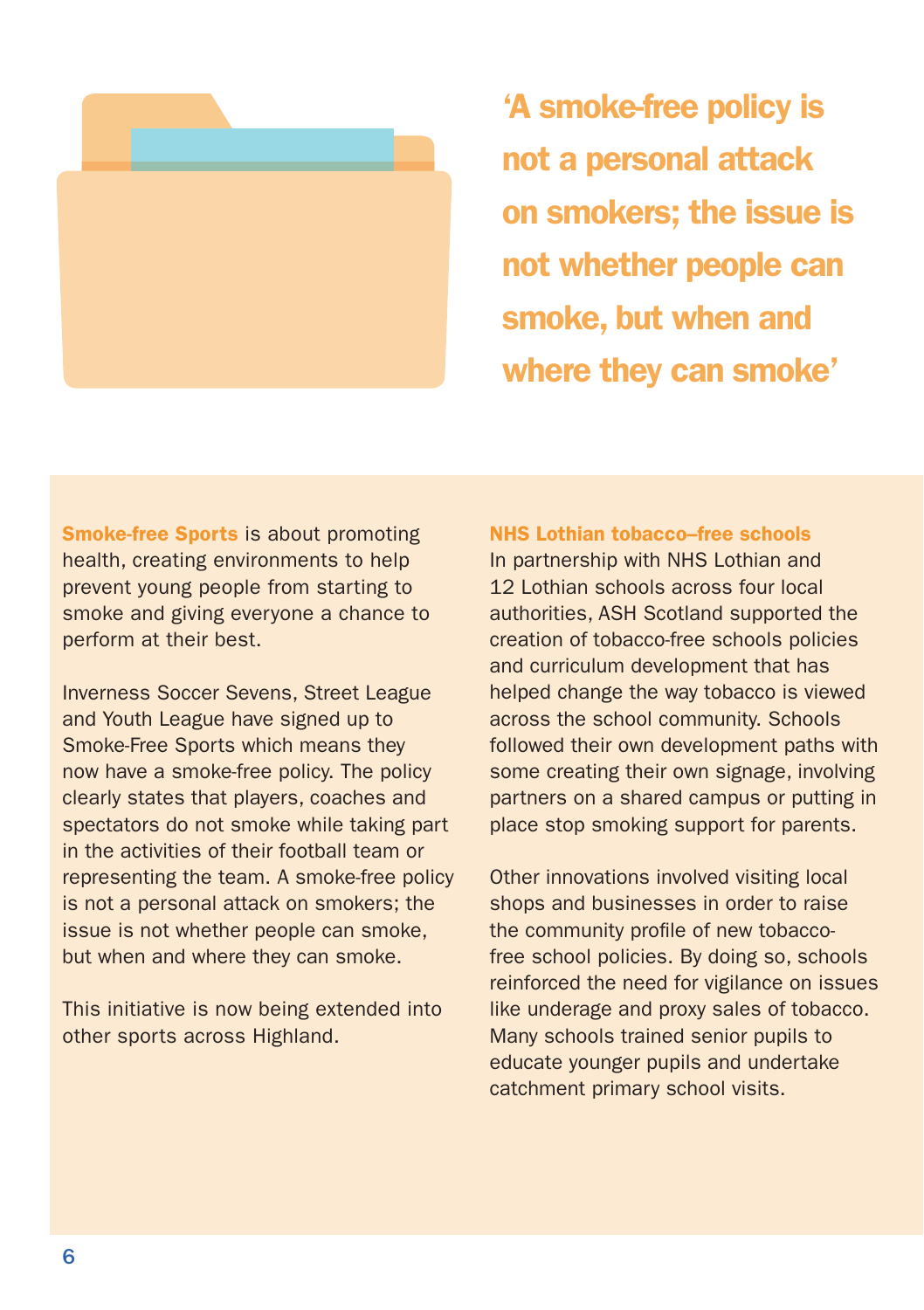**‘A smoke-free policy is not a personal attack on smokers; the issue is not whether people can smoke, but when and where they can smoke’**

**Smoke-free Sports** is about promoting health, creating environments to help prevent young people from starting to smoke and giving everyone a chance to perform at their best.

Inverness Soccer Sevens, Street League and Youth League have signed up to Smoke-Free Sports which means they now have a smoke-free policy. The policy clearly states that players, coaches and spectators do not smoke while taking part in the activities of their football team or representing the team. A smoke-free policy is not a personal attack on smokers; the issue is not whether people can smoke, but when and where they can smoke.

This initiative is now being extended into other sports across Highland.

**NHS Lothian tobacco–free schools**

In partnership with NHS Lothian and 12 Lothian schools across four local authorities, ASH Scotland supported the creation of tobacco-free schools policies and curriculum development that has helped change the way tobacco is viewed across the school community. Schools followed their own development paths with some creating their own signage, involving partners on a shared campus or putting in place stop smoking support for parents.

Other innovations involved visiting local shops and businesses in order to raise the community profile of new tobacco-free school policies. By doing so, schools reinforced the need for vigilance on issues like underage and proxy sales of tobacco. Many schools trained senior pupils to educate younger pupils and undertake catchment primary school visits.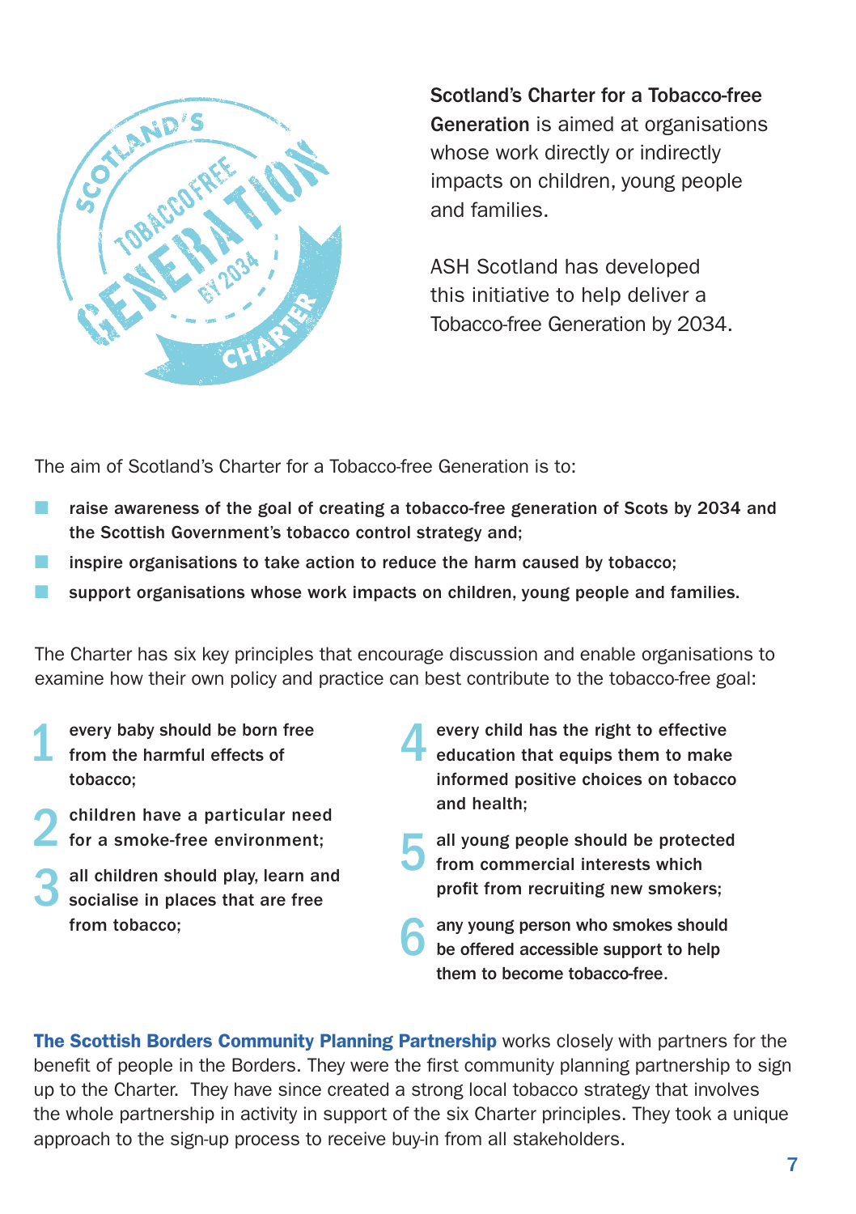**Scotland's Charter for a Tobacco-free Generation** is aimed at organisations whose work directly or indirectly impacts on children, young people and families.

ASH Scotland has developed this initiative to help deliver a Tobacco-free Generation by 2034.

The aim of Scotland's Charter for a Tobacco-free Generation is to:

- **raise awareness of the goal of creating a tobacco-free generation of Scots by 2034 and the Scottish Government's tobacco control strategy and;**
- **inspire organisations to take action to reduce the harm caused by tobacco;**
- **support organisations whose work impacts on children, young people and families.**

The Charter has six key principles that encourage discussion and enable organisations to examine how their own policy and practice can best contribute to the tobacco-free goal:

1. **every baby should be born free from the harmful effects of tobacco;**
2. **children have a particular need for a smoke-free environment;**
3. **all children should play, learn and socialise in places that are free from tobacco;**
4. **every child has the right to effective education that equips them to make informed positive choices on tobacco and health;**
5. **all young people should be protected from commercial interests which profit from recruiting new smokers;**
6. **any young person who smokes should be offered accessible support to help them to become tobacco-free.**

**The Scottish Borders Community Planning Partnership** works closely with partners for the benefit of people in the Borders. They were the first community planning partnership to sign up to the Charter. They have since created a strong local tobacco strategy that involves the whole partnership in activity in support of the six Charter principles. They took a unique approach to the sign-up process to receive buy-in from all stakeholders.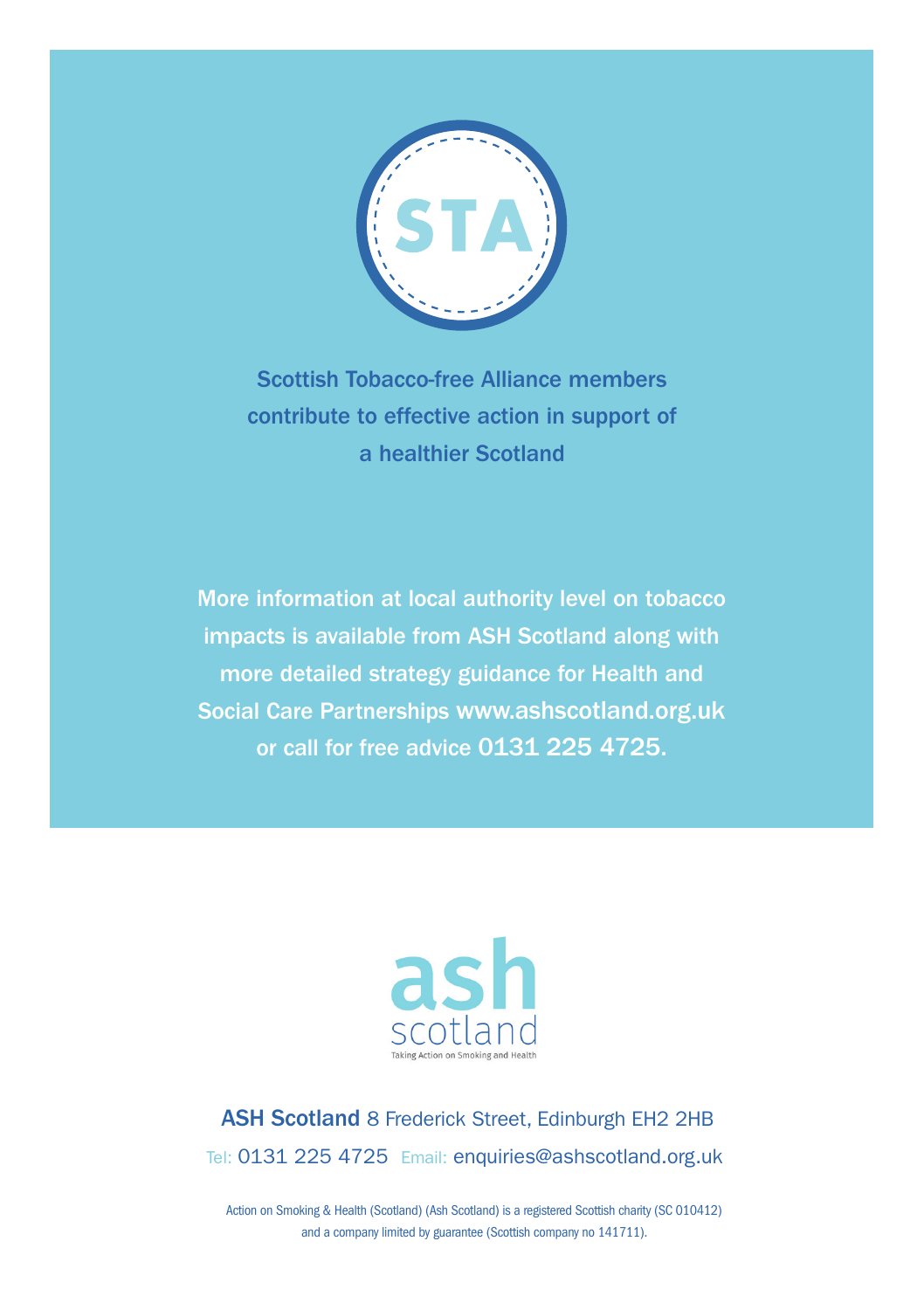STA

Scottish Tobacco-free Alliance members contribute to effective action in support of a healthier Scotland

More information at local authority level on tobacco impacts is available from ASH Scotland along with more detailed strategy guidance for Health and Social Care Partnerships www.ashscotland.org.uk or call for free advice 0131 225 4725.

ash scotland
Taking Action on Smoking and Health

**ASH Scotland** 8 Frederick Street, Edinburgh EH2 2HB

Tel: 0131 225 4725 Email: enquiries@ashscotland.org.uk

Action on Smoking & Health (Scotland) (Ash Scotland) is a registered Scottish charity (SC 010412) and a company limited by guarantee (Scottish company no 141711).